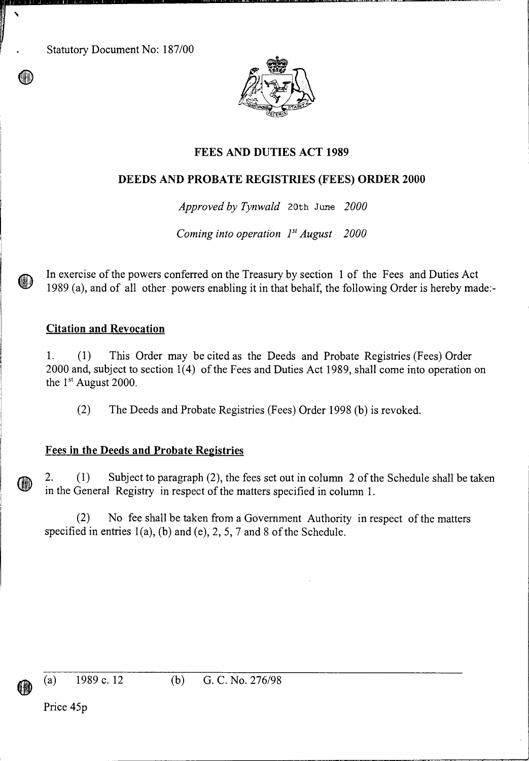Statutory Document No: 187/00

# FEES AND DUTIES ACT 1989

## DEEDS AND PROBATE REGISTRIES (FEES) ORDER 2000

*Approved by Tynwald* 20th June *2000*

*Coming into operation 1st August 2000*

In exercise of the powers conferred on the Treasury by section 1 of the Fees and Duties Act 1989 (a), and of all other powers enabling it in that behalf, the following Order is hereby made:-

### Citation and Revocation

1. (1) This Order may be cited as the Deeds and Probate Registries (Fees) Order 2000 and, subject to section 1(4) of the Fees and Duties Act 1989, shall come into operation on the 1st August 2000.

(2) The Deeds and Probate Registries (Fees) Order 1998 (b) is revoked.

### Fees in the Deeds and Probate Registries

2. (1) Subject to paragraph (2), the fees set out in column 2 of the Schedule shall be taken in the General Registry in respect of the matters specified in column 1.

(2) No fee shall be taken from a Government Authority in respect of the matters specified in entries 1(a), (b) and (e), 2, 5, 7 and 8 of the Schedule.

(a) 1989 c. 12 (b) G. C. No. 276/98

Price 45p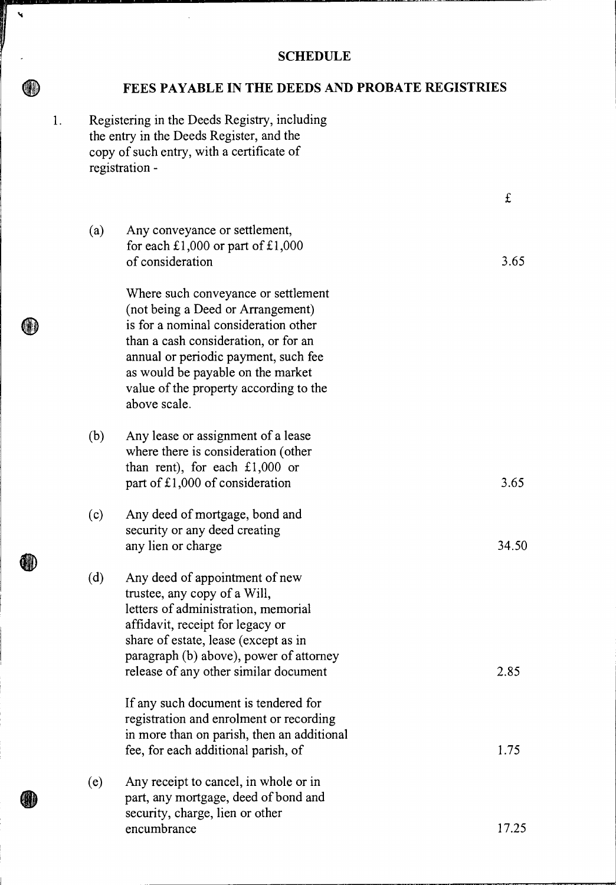# SCHEDULE

## FEES PAYABLE IN THE DEEDS AND PROBATE REGISTRIES

1. Registering in the Deeds Registry, including the entry in the Deeds Register, and the copy of such entry, with a certificate of registration -

| | | £ |
|---|---|---|
| (a) | Any conveyance or settlement, for each £1,000 or part of £1,000 of consideration | 3.65 |
| | Where such conveyance or settlement (not being a Deed or Arrangement) is for a nominal consideration other than a cash consideration, or for an annual or periodic payment, such fee as would be payable on the market value of the property according to the above scale. | |
| (b) | Any lease or assignment of a lease where there is consideration (other than rent), for each £1,000 or part of £1,000 of consideration | 3.65 |
| (c) | Any deed of mortgage, bond and security or any deed creating any lien or charge | 34.50 |
| (d) | Any deed of appointment of new trustee, any copy of a Will, letters of administration, memorial affidavit, receipt for legacy or share of estate, lease (except as in paragraph (b) above), power of attorney release of any other similar document | 2.85 |
| | If any such document is tendered for registration and enrolment or recording in more than on parish, then an additional fee, for each additional parish, of | 1.75 |
| (e) | Any receipt to cancel, in whole or in part, any mortgage, deed of bond and security, charge, lien or other encumbrance | 17.25 |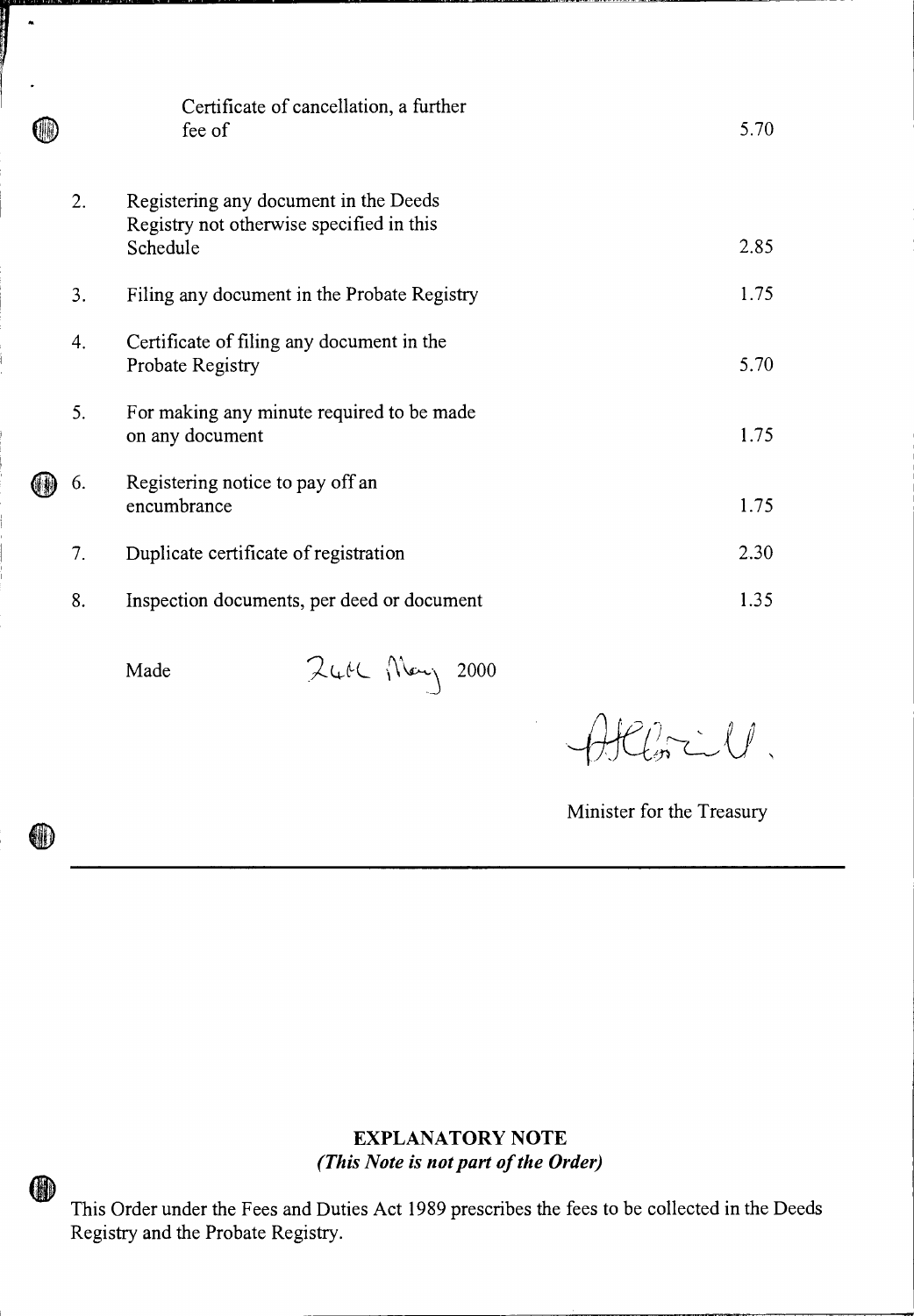| | | |
|---|---|---|
| | Certificate of cancellation, a further fee of | 5.70 |
| 2. | Registering any document in the Deeds Registry not otherwise specified in this Schedule | 2.85 |
| 3. | Filing any document in the Probate Registry | 1.75 |
| 4. | Certificate of filing any document in the Probate Registry | 5.70 |
| 5. | For making any minute required to be made on any document | 1.75 |
| 6. | Registering notice to pay off an encumbrance | 1.75 |
| 7. | Duplicate certificate of registration | 2.30 |
| 8. | Inspection documents, per deed or document | 1.35 |

Made 24th May 2000

Minister for the Treasury

---

**EXPLANATORY NOTE**
***(This Note is not part of the Order)***

This Order under the Fees and Duties Act 1989 prescribes the fees to be collected in the Deeds Registry and the Probate Registry.